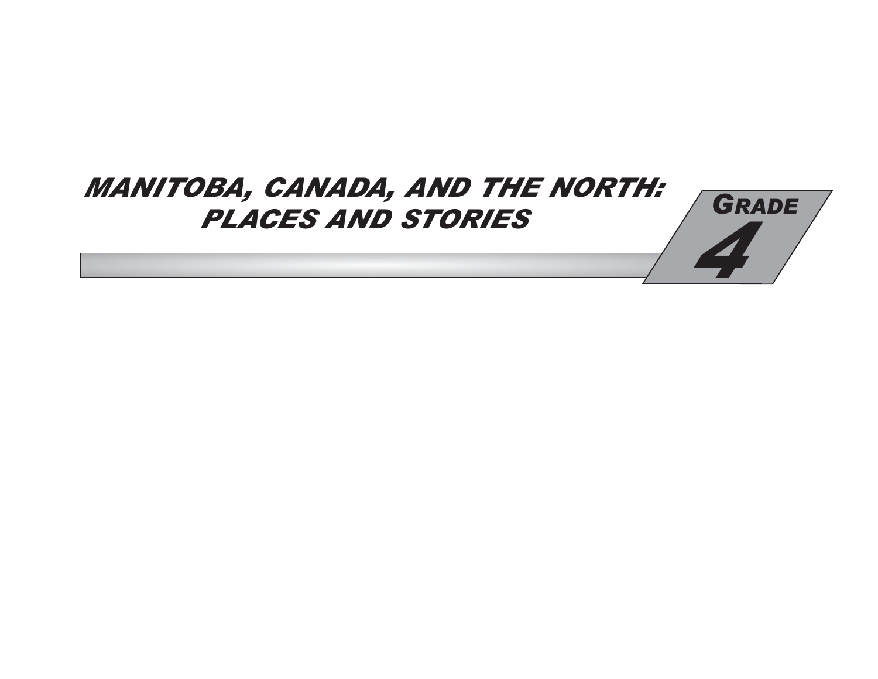# MANITOBA, CANADA, AND THE NORTH: PLACES AND STORIES

## GRADE 4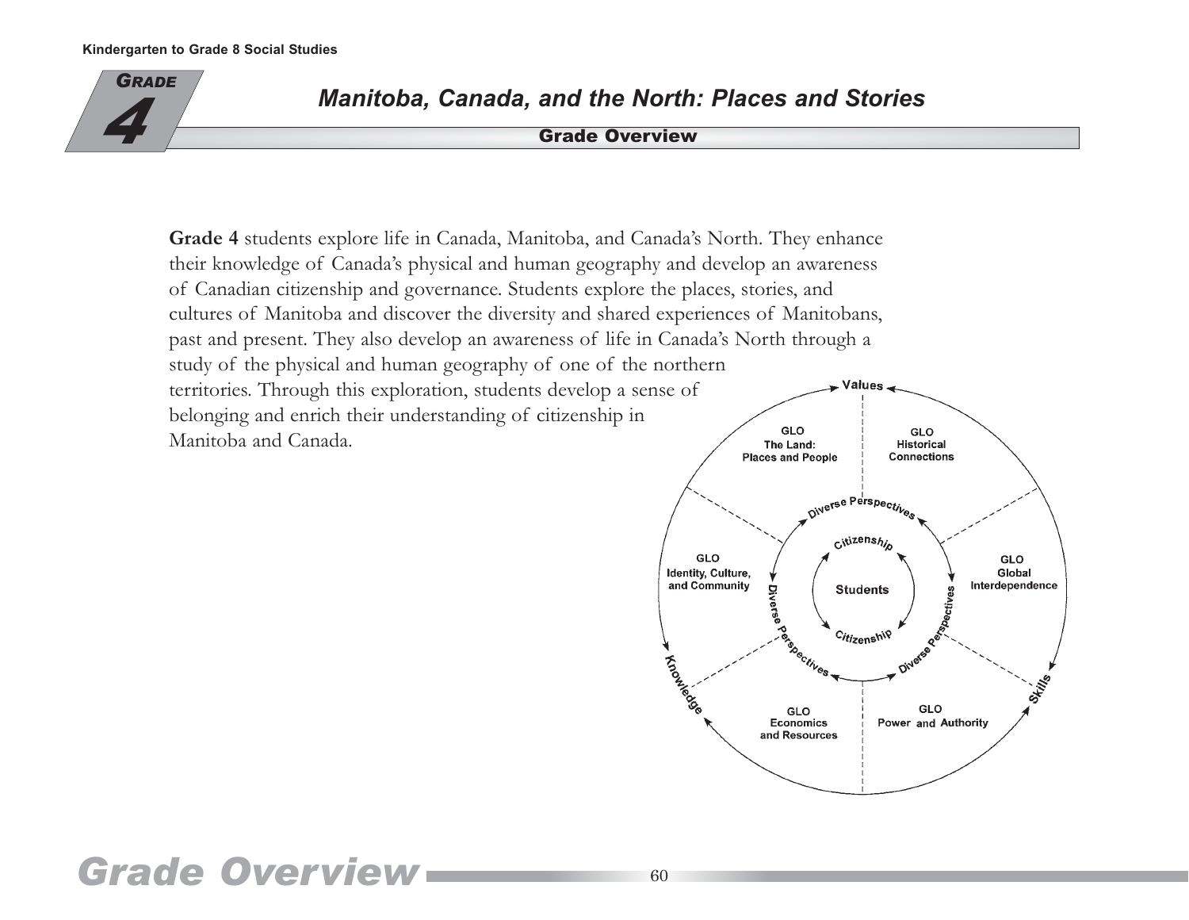# Grade 4

## Manitoba, Canada, and the North: Places and Stories

### Grade Overview

**Grade 4** students explore life in Canada, Manitoba, and Canada's North. They enhance their knowledge of Canada's physical and human geography and develop an awareness of Canadian citizenship and governance. Students explore the places, stories, and cultures of Manitoba and discover the diversity and shared experiences of Manitobans, past and present. They also develop an awareness of life in Canada's North through a study of the physical and human geography of one of the northern territories. Through this exploration, students develop a sense of belonging and enrich their understanding of citizenship in Manitoba and Canada.

Values

GLO The Land: Places and People

GLO Historical Connections

GLO Global Interdependence

GLO Power and Authority

GLO Economics and Resources

GLO Identity, Culture, and Community

Diverse Perspectives

Citizenship

Students

Knowledge

Skills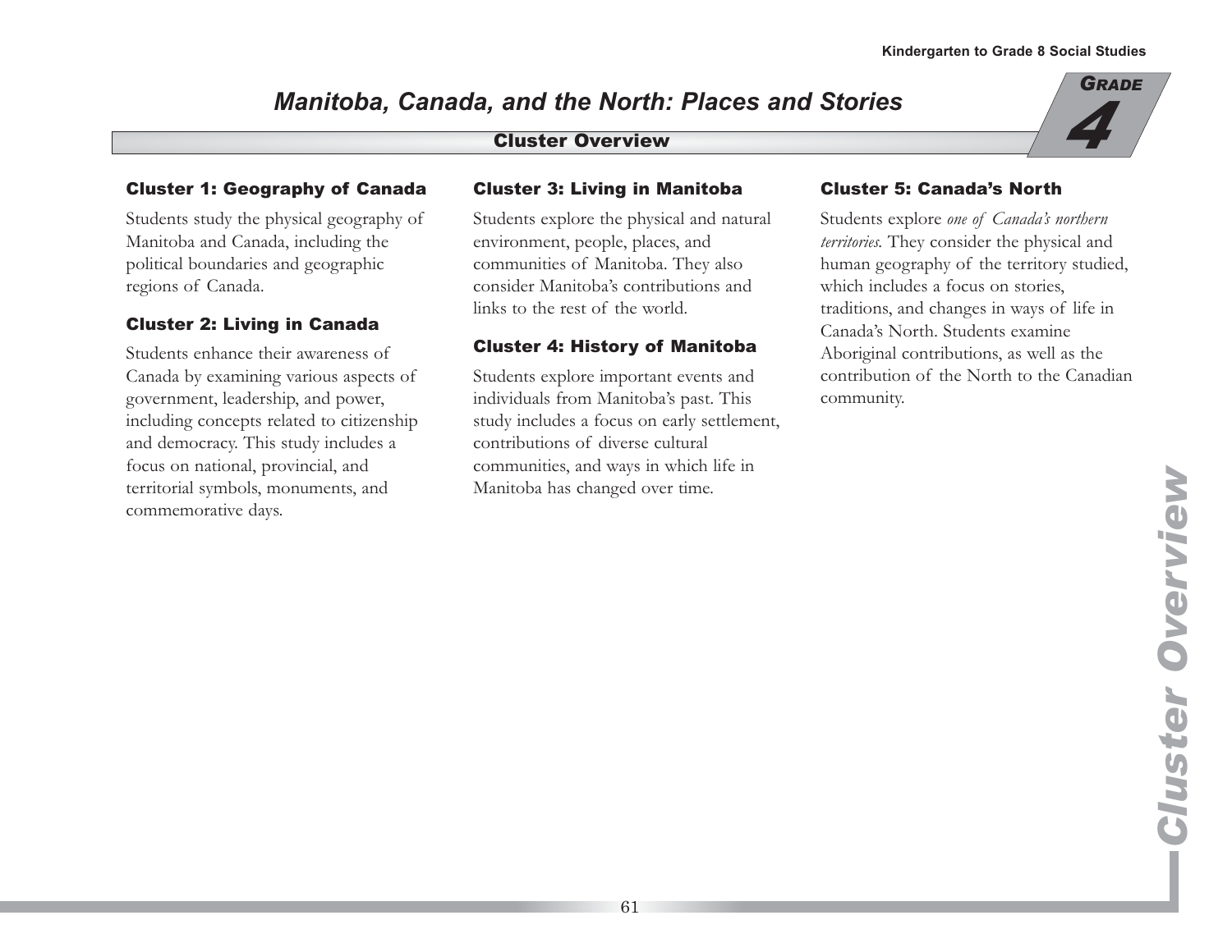# Manitoba, Canada, and the North: Places and Stories

## Cluster Overview

### Cluster 1: Geography of Canada

Students study the physical geography of Manitoba and Canada, including the political boundaries and geographic regions of Canada.

### Cluster 2: Living in Canada

Students enhance their awareness of Canada by examining various aspects of government, leadership, and power, including concepts related to citizenship and democracy. This study includes a focus on national, provincial, and territorial symbols, monuments, and commemorative days.

### Cluster 3: Living in Manitoba

Students explore the physical and natural environment, people, places, and communities of Manitoba. They also consider Manitoba's contributions and links to the rest of the world.

### Cluster 4: History of Manitoba

Students explore important events and individuals from Manitoba's past. This study includes a focus on early settlement, contributions of diverse cultural communities, and ways in which life in Manitoba has changed over time.

### Cluster 5: Canada's North

Students explore *one of Canada's northern territories.* They consider the physical and human geography of the territory studied, which includes a focus on stories, traditions, and changes in ways of life in Canada's North. Students examine Aboriginal contributions, as well as the contribution of the North to the Canadian community.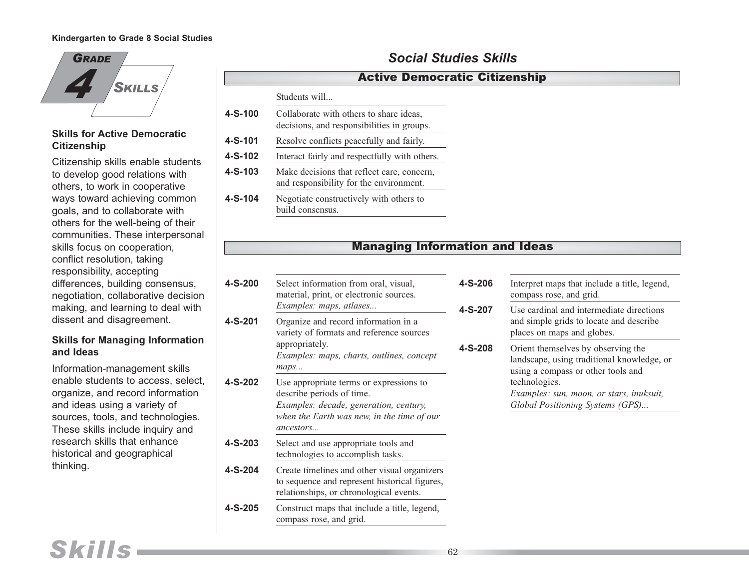# Grade 4 Skills

## Skills for Active Democratic Citizenship

Citizenship skills enable students to develop good relations with others, to work in cooperative ways toward achieving common goals, and to collaborate with others for the well-being of their communities. These interpersonal skills focus on cooperation, conflict resolution, taking responsibility, accepting differences, building consensus, negotiation, collaborative decision making, and learning to deal with dissent and disagreement.

## Skills for Managing Information and Ideas

Information-management skills enable students to access, select, organize, and record information and ideas using a variety of sources, tools, and technologies. These skills include inquiry and research skills that enhance historical and geographical thinking.

# Social Studies Skills

## Active Democratic Citizenship

| | Students will... |
|---|---|
| **4-S-100** | Collaborate with others to share ideas, decisions, and responsibilities in groups. |
| **4-S-101** | Resolve conflicts peacefully and fairly. |
| **4-S-102** | Interact fairly and respectfully with others. |
| **4-S-103** | Make decisions that reflect care, concern, and responsibility for the environment. |
| **4-S-104** | Negotiate constructively with others to build consensus. |

## Managing Information and Ideas

| | |
|---|---|
| **4-S-200** | Select information from oral, visual, material, print, or electronic sources. *Examples: maps, atlases...* |
| **4-S-201** | Organize and record information in a variety of formats and reference sources appropriately. *Examples: maps, charts, outlines, concept maps...* |
| **4-S-202** | Use appropriate terms or expressions to describe periods of time. *Examples: decade, generation, century, when the Earth was new, in the time of our ancestors...* |
| **4-S-203** | Select and use appropriate tools and technologies to accomplish tasks. |
| **4-S-204** | Create timelines and other visual organizers to sequence and represent historical figures, relationships, or chronological events. |
| **4-S-205** | Construct maps that include a title, legend, compass rose, and grid. |
| **4-S-206** | Interpret maps that include a title, legend, compass rose, and grid. |
| **4-S-207** | Use cardinal and intermediate directions and simple grids to locate and describe places on maps and globes. |
| **4-S-208** | Orient themselves by observing the landscape, using traditional knowledge, or using a compass or other tools and technologies. *Examples: sun, moon, or stars, inuksuit, Global Positioning Systems (GPS)...* |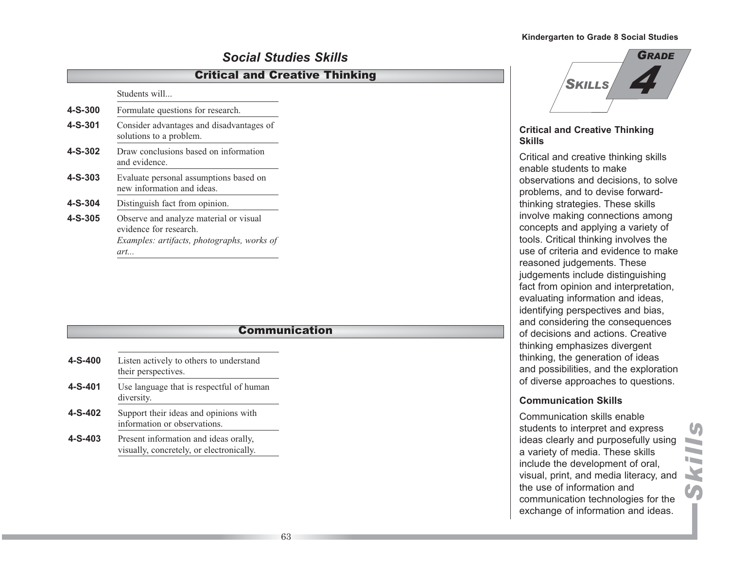## Social Studies Skills

### Critical and Creative Thinking

| | Students will... |
|---|---|
| **4-S-300** | Formulate questions for research. |
| **4-S-301** | Consider advantages and disadvantages of solutions to a problem. |
| **4-S-302** | Draw conclusions based on information and evidence. |
| **4-S-303** | Evaluate personal assumptions based on new information and ideas. |
| **4-S-304** | Distinguish fact from opinion. |
| **4-S-305** | Observe and analyze material or visual evidence for research. *Examples: artifacts, photographs, works of art...* |

### Communication

| | |
|---|---|
| **4-S-400** | Listen actively to others to understand their perspectives. |
| **4-S-401** | Use language that is respectful of human diversity. |
| **4-S-402** | Support their ideas and opinions with information or observations. |
| **4-S-403** | Present information and ideas orally, visually, concretely, or electronically. |

**Skills — Grade 4**

**Critical and Creative Thinking Skills**

Critical and creative thinking skills enable students to make observations and decisions, to solve problems, and to devise forward-thinking strategies. These skills involve making connections among concepts and applying a variety of tools. Critical thinking involves the use of criteria and evidence to make reasoned judgements. These judgements include distinguishing fact from opinion and interpretation, evaluating information and ideas, identifying perspectives and bias, and considering the consequences of decisions and actions. Creative thinking emphasizes divergent thinking, the generation of ideas and possibilities, and the exploration of diverse approaches to questions.

**Communication Skills**

Communication skills enable students to interpret and express ideas clearly and purposefully using a variety of media. These skills include the development of oral, visual, print, and media literacy, and the use of information and communication technologies for the exchange of information and ideas.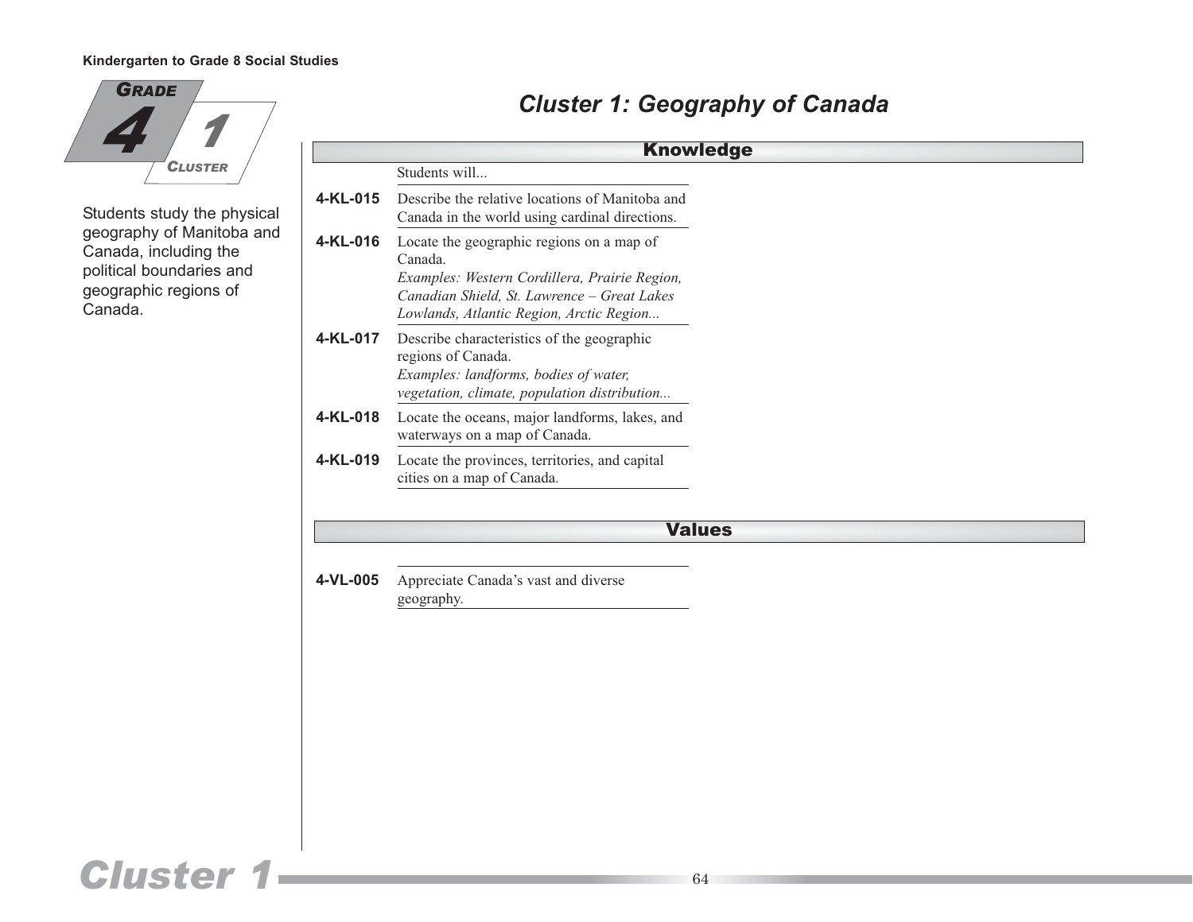Grade 4 — Cluster 1

# Cluster 1: Geography of Canada

Students study the physical geography of Manitoba and Canada, including the political boundaries and geographic regions of Canada.

## Knowledge

Students will...

**4-KL-015** Describe the relative locations of Manitoba and Canada in the world using cardinal directions.

**4-KL-016** Locate the geographic regions on a map of Canada.
*Examples: Western Cordillera, Prairie Region, Canadian Shield, St. Lawrence – Great Lakes Lowlands, Atlantic Region, Arctic Region...*

**4-KL-017** Describe characteristics of the geographic regions of Canada.
*Examples: landforms, bodies of water, vegetation, climate, population distribution...*

**4-KL-018** Locate the oceans, major landforms, lakes, and waterways on a map of Canada.

**4-KL-019** Locate the provinces, territories, and capital cities on a map of Canada.

## Values

**4-VL-005** Appreciate Canada's vast and diverse geography.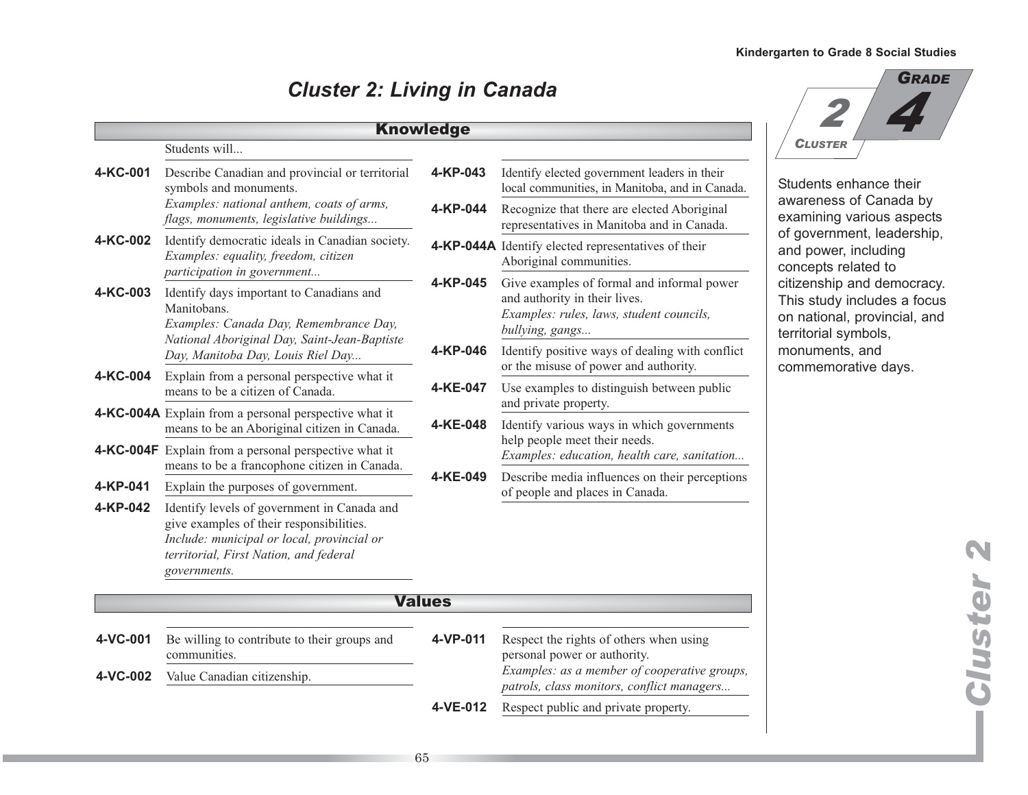# Cluster 2: Living in Canada

**Grade 4 — Cluster 2**

Students enhance their awareness of Canada by examining various aspects of government, leadership, and power, including concepts related to citizenship and democracy. This study includes a focus on national, provincial, and territorial symbols, monuments, and commemorative days.

## Knowledge

Students will...

**4-KC-001** Describe Canadian and provincial or territorial symbols and monuments.
*Examples: national anthem, coats of arms, flags, monuments, legislative buildings...*

**4-KC-002** Identify democratic ideals in Canadian society.
*Examples: equality, freedom, citizen participation in government...*

**4-KC-003** Identify days important to Canadians and Manitobans.
*Examples: Canada Day, Remembrance Day, National Aboriginal Day, Saint-Jean-Baptiste Day, Manitoba Day, Louis Riel Day...*

**4-KC-004** Explain from a personal perspective what it means to be a citizen of Canada.

**4-KC-004A** Explain from a personal perspective what it means to be an Aboriginal citizen in Canada.

**4-KC-004F** Explain from a personal perspective what it means to be a francophone citizen in Canada.

**4-KP-041** Explain the purposes of government.

**4-KP-042** Identify levels of government in Canada and give examples of their responsibilities.
*Include: municipal or local, provincial or territorial, First Nation, and federal governments.*

**4-KP-043** Identify elected government leaders in their local communities, in Manitoba, and in Canada.

**4-KP-044** Recognize that there are elected Aboriginal representatives in Manitoba and in Canada.

**4-KP-044A** Identify elected representatives of their Aboriginal communities.

**4-KP-045** Give examples of formal and informal power and authority in their lives.
*Examples: rules, laws, student councils, bullying, gangs...*

**4-KP-046** Identify positive ways of dealing with conflict or the misuse of power and authority.

**4-KE-047** Use examples to distinguish between public and private property.

**4-KE-048** Identify various ways in which governments help people meet their needs.
*Examples: education, health care, sanitation...*

**4-KE-049** Describe media influences on their perceptions of people and places in Canada.

## Values

**4-VC-001** Be willing to contribute to their groups and communities.

**4-VC-002** Value Canadian citizenship.

**4-VP-011** Respect the rights of others when using personal power or authority.
*Examples: as a member of cooperative groups, patrols, class monitors, conflict managers...*

**4-VE-012** Respect public and private property.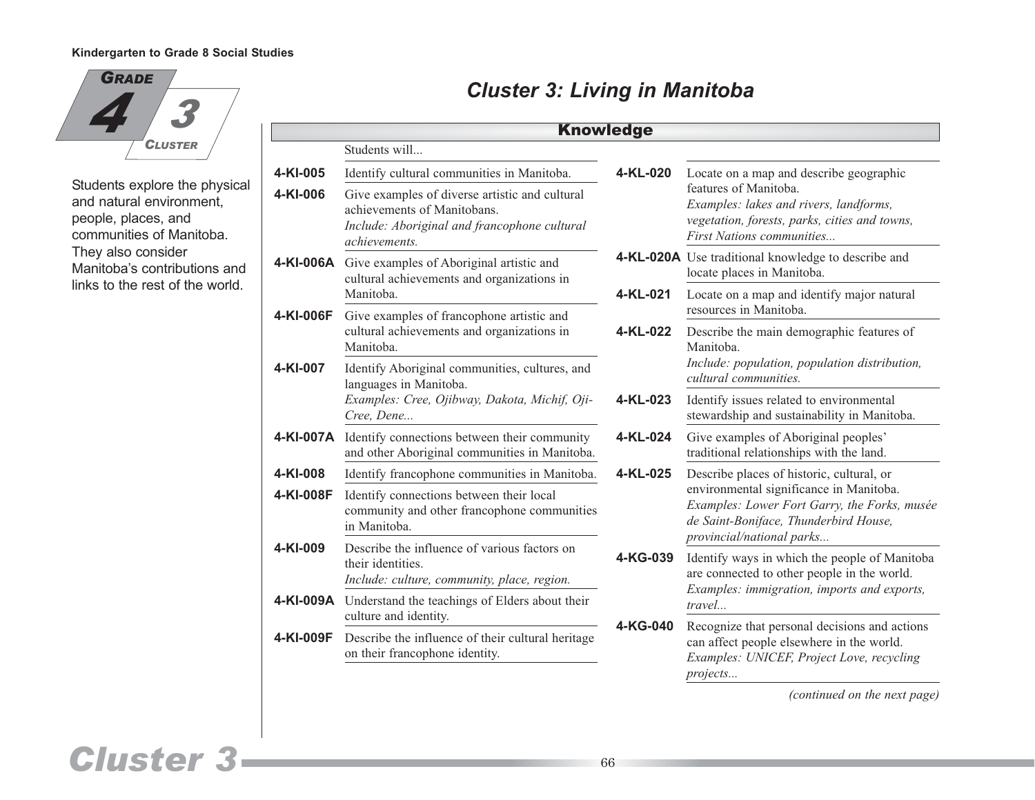# Cluster 3: Living in Manitoba

Grade 4 — Cluster 3

Students explore the physical and natural environment, people, places, and communities of Manitoba. They also consider Manitoba's contributions and links to the rest of the world.

## Knowledge

Students will...

**4-KI-005** Identify cultural communities in Manitoba.

**4-KI-006** Give examples of diverse artistic and cultural achievements of Manitobans.
*Include: Aboriginal and francophone cultural achievements.*

**4-KI-006A** Give examples of Aboriginal artistic and cultural achievements and organizations in Manitoba.

**4-KI-006F** Give examples of francophone artistic and cultural achievements and organizations in Manitoba.

**4-KI-007** Identify Aboriginal communities, cultures, and languages in Manitoba.
*Examples: Cree, Ojibway, Dakota, Michif, Oji-Cree, Dene...*

**4-KI-007A** Identify connections between their community and other Aboriginal communities in Manitoba.

**4-KI-008** Identify francophone communities in Manitoba.

**4-KI-008F** Identify connections between their local community and other francophone communities in Manitoba.

**4-KI-009** Describe the influence of various factors on their identities.
*Include: culture, community, place, region.*

**4-KI-009A** Understand the teachings of Elders about their culture and identity.

**4-KI-009F** Describe the influence of their cultural heritage on their francophone identity.

**4-KL-020** Locate on a map and describe geographic features of Manitoba.
*Examples: lakes and rivers, landforms, vegetation, forests, parks, cities and towns, First Nations communities...*

**4-KL-020A** Use traditional knowledge to describe and locate places in Manitoba.

**4-KL-021** Locate on a map and identify major natural resources in Manitoba.

**4-KL-022** Describe the main demographic features of Manitoba.
*Include: population, population distribution, cultural communities.*

**4-KL-023** Identify issues related to environmental stewardship and sustainability in Manitoba.

**4-KL-024** Give examples of Aboriginal peoples' traditional relationships with the land.

**4-KL-025** Describe places of historic, cultural, or environmental significance in Manitoba.
*Examples: Lower Fort Garry, the Forks, musée de Saint-Boniface, Thunderbird House, provincial/national parks...*

**4-KG-039** Identify ways in which the people of Manitoba are connected to other people in the world.
*Examples: immigration, imports and exports, travel...*

**4-KG-040** Recognize that personal decisions and actions can affect people elsewhere in the world.
*Examples: UNICEF, Project Love, recycling projects...*

*(continued on the next page)*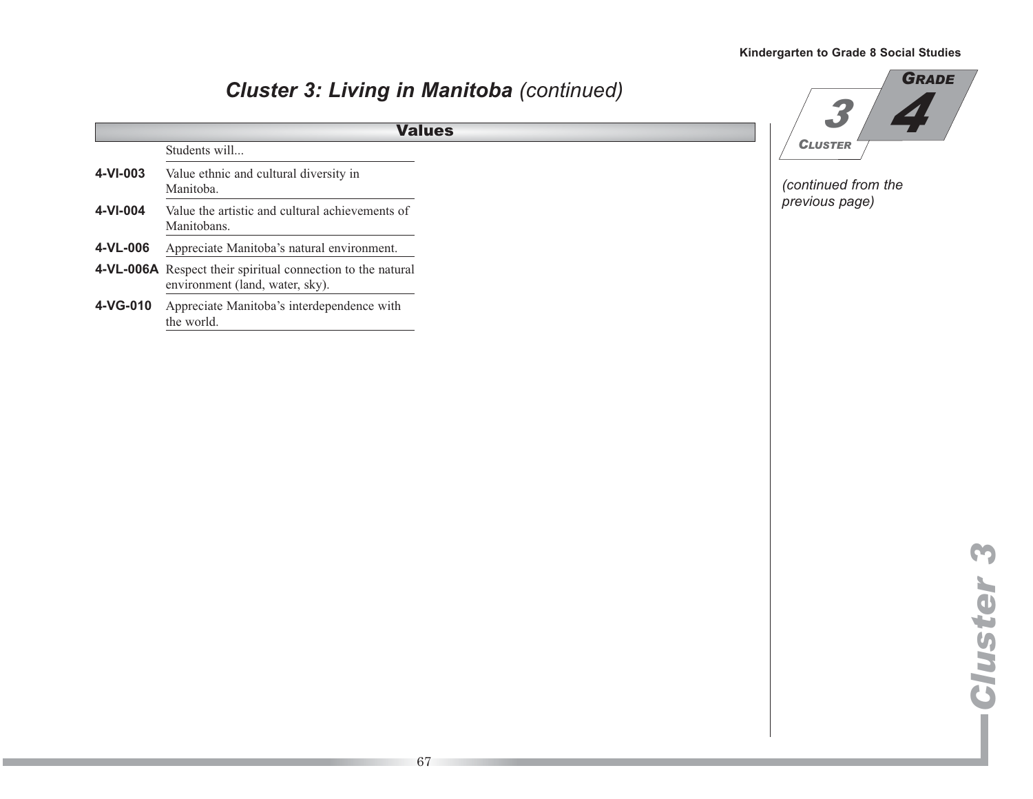## *Cluster 3: Living in Manitoba (continued)*

### Values

Students will...

| | |
|---|---|
| **4-VI-003** | Value ethnic and cultural diversity in Manitoba. |
| **4-VI-004** | Value the artistic and cultural achievements of Manitobans. |
| **4-VL-006** | Appreciate Manitoba's natural environment. |
| **4-VL-006A** | Respect their spiritual connection to the natural environment (land, water, sky). |
| **4-VG-010** | Appreciate Manitoba's interdependence with the world. |

*(continued from the previous page)*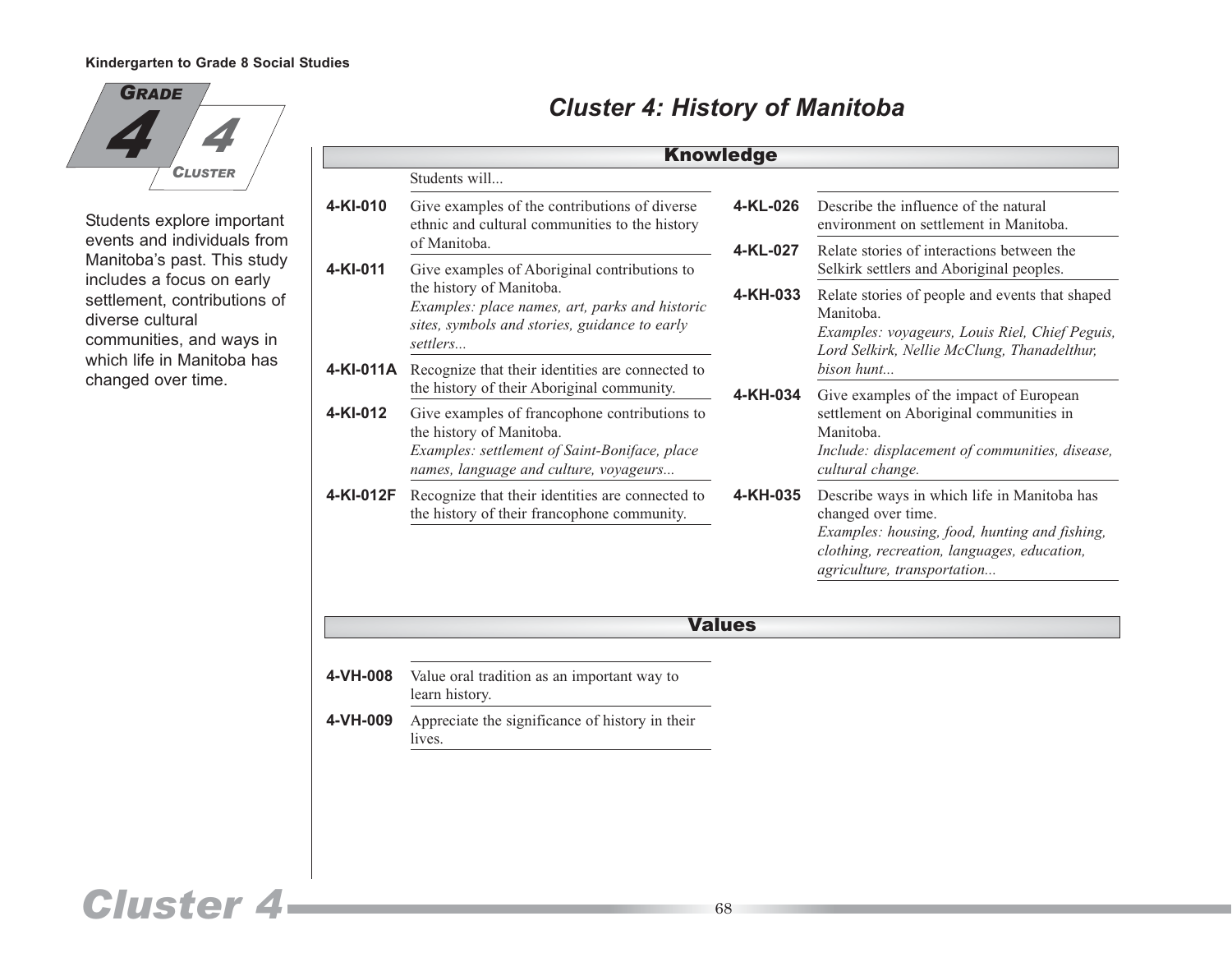# Cluster 4: History of Manitoba

**Grade 4 — Cluster 4**

Students explore important events and individuals from Manitoba's past. This study includes a focus on early settlement, contributions of diverse cultural communities, and ways in which life in Manitoba has changed over time.

## Knowledge

Students will...

**4-KI-010** Give examples of the contributions of diverse ethnic and cultural communities to the history of Manitoba.

**4-KI-011** Give examples of Aboriginal contributions to the history of Manitoba.
*Examples: place names, art, parks and historic sites, symbols and stories, guidance to early settlers...*

**4-KI-011A** Recognize that their identities are connected to the history of their Aboriginal community.

**4-KI-012** Give examples of francophone contributions to the history of Manitoba.
*Examples: settlement of Saint-Boniface, place names, language and culture, voyageurs...*

**4-KI-012F** Recognize that their identities are connected to the history of their francophone community.

**4-KL-026** Describe the influence of the natural environment on settlement in Manitoba.

**4-KL-027** Relate stories of interactions between the Selkirk settlers and Aboriginal peoples.

**4-KH-033** Relate stories of people and events that shaped Manitoba.
*Examples: voyageurs, Louis Riel, Chief Peguis, Lord Selkirk, Nellie McClung, Thanadelthur, bison hunt...*

**4-KH-034** Give examples of the impact of European settlement on Aboriginal communities in Manitoba.
*Include: displacement of communities, disease, cultural change.*

**4-KH-035** Describe ways in which life in Manitoba has changed over time.
*Examples: housing, food, hunting and fishing, clothing, recreation, languages, education, agriculture, transportation...*

## Values

**4-VH-008** Value oral tradition as an important way to learn history.

**4-VH-009** Appreciate the significance of history in their lives.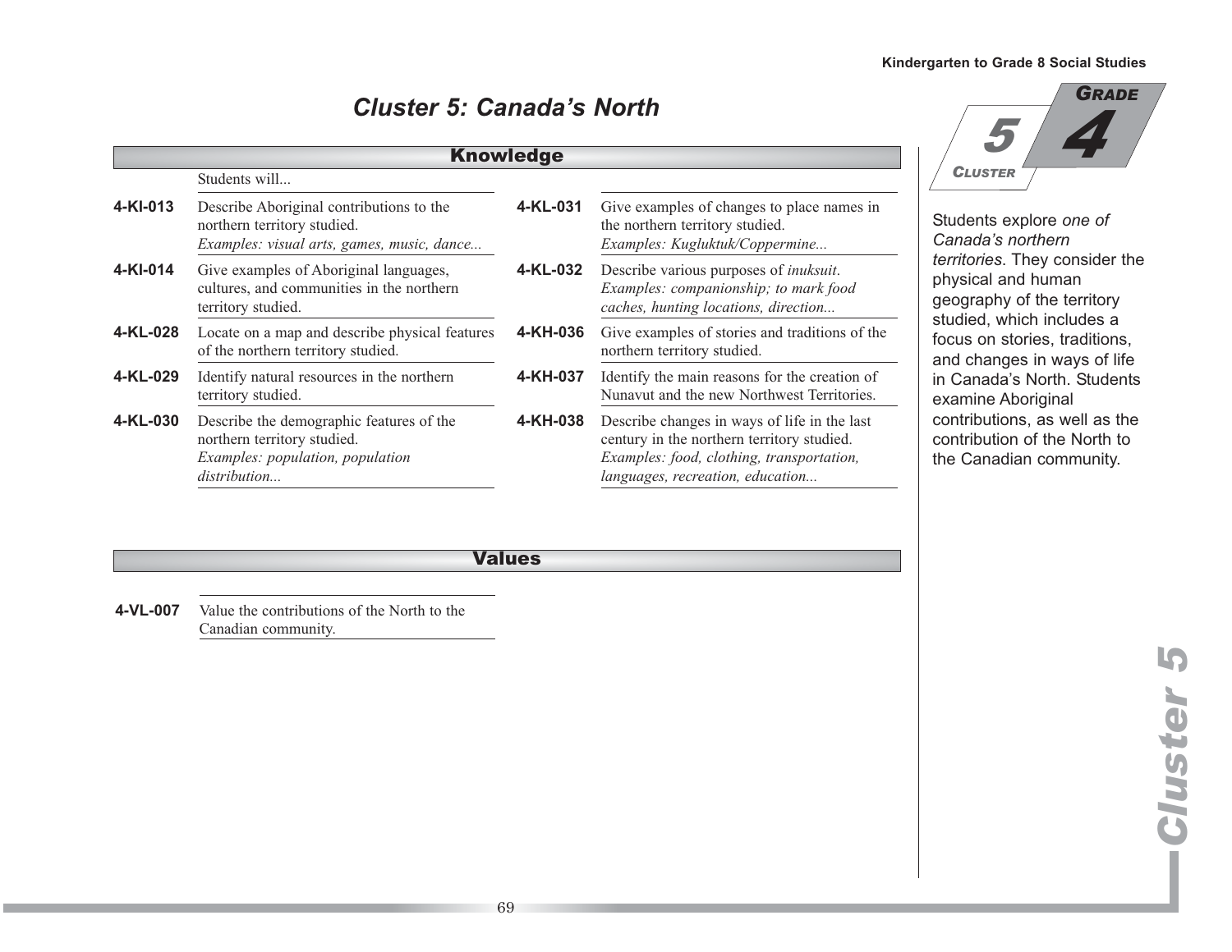# Cluster 5: Canada's North

**Grade 4 — Cluster 5**

Students explore *one of Canada's northern territories*. They consider the physical and human geography of the territory studied, which includes a focus on stories, traditions, and changes in ways of life in Canada's North. Students examine Aboriginal contributions, as well as the contribution of the North to the Canadian community.

## Knowledge

Students will...

**4-KI-013** Describe Aboriginal contributions to the northern territory studied.
*Examples: visual arts, games, music, dance...*

**4-KI-014** Give examples of Aboriginal languages, cultures, and communities in the northern territory studied.

**4-KL-028** Locate on a map and describe physical features of the northern territory studied.

**4-KL-029** Identify natural resources in the northern territory studied.

**4-KL-030** Describe the demographic features of the northern territory studied.
*Examples: population, population distribution...*

**4-KL-031** Give examples of changes to place names in the northern territory studied.
*Examples: Kugluktuk/Coppermine...*

**4-KL-032** Describe various purposes of *inuksuit*.
*Examples: companionship; to mark food caches, hunting locations, direction...*

**4-KH-036** Give examples of stories and traditions of the northern territory studied.

**4-KH-037** Identify the main reasons for the creation of Nunavut and the new Northwest Territories.

**4-KH-038** Describe changes in ways of life in the last century in the northern territory studied.
*Examples: food, clothing, transportation, languages, recreation, education...*

## Values

**4-VL-007** Value the contributions of the North to the Canadian community.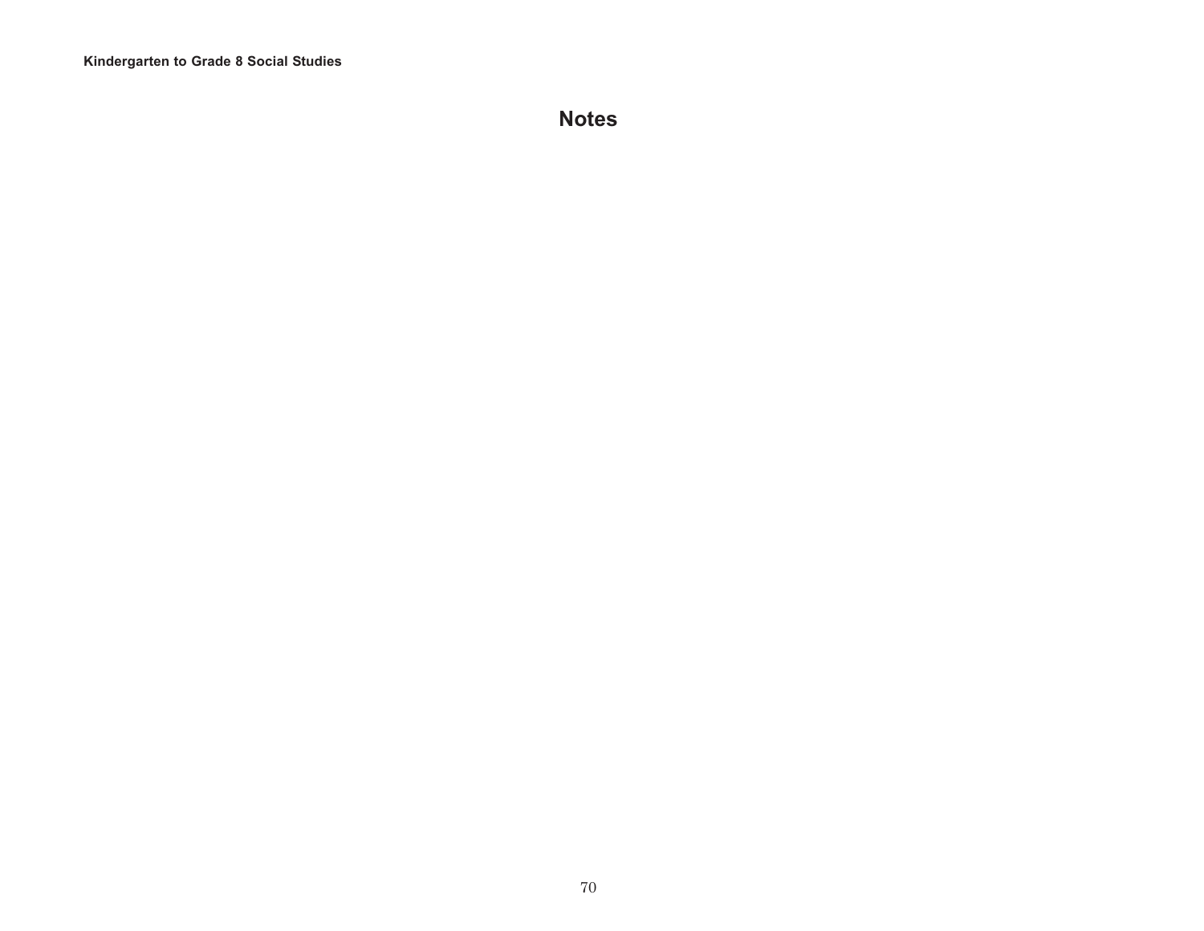# Notes